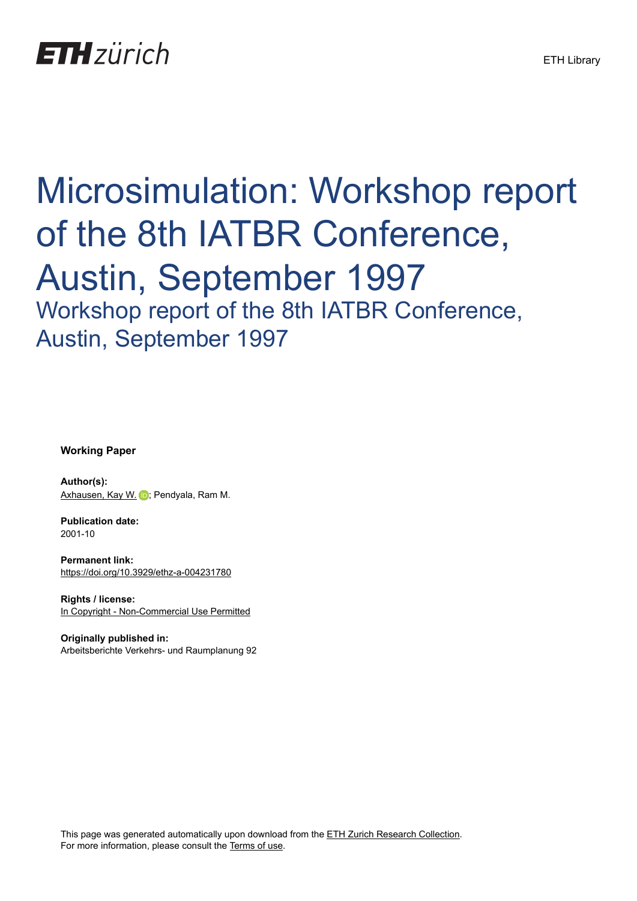ETH zürich

ETH Library

# Microsimulation: Workshop report of the 8th IATBR Conference, Austin, September 1997

## Workshop report of the 8th IATBR Conference, Austin, September 1997

**Working Paper**

**Author(s):**
Axhausen, Kay W.; Pendyala, Ram M.

**Publication date:**
2001-10

**Permanent link:**
https://doi.org/10.3929/ethz-a-004231780

**Rights / license:**
In Copyright - Non-Commercial Use Permitted

**Originally published in:**
Arbeitsberichte Verkehrs- und Raumplanung 92

This page was generated automatically upon download from the ETH Zurich Research Collection.
For more information, please consult the Terms of use.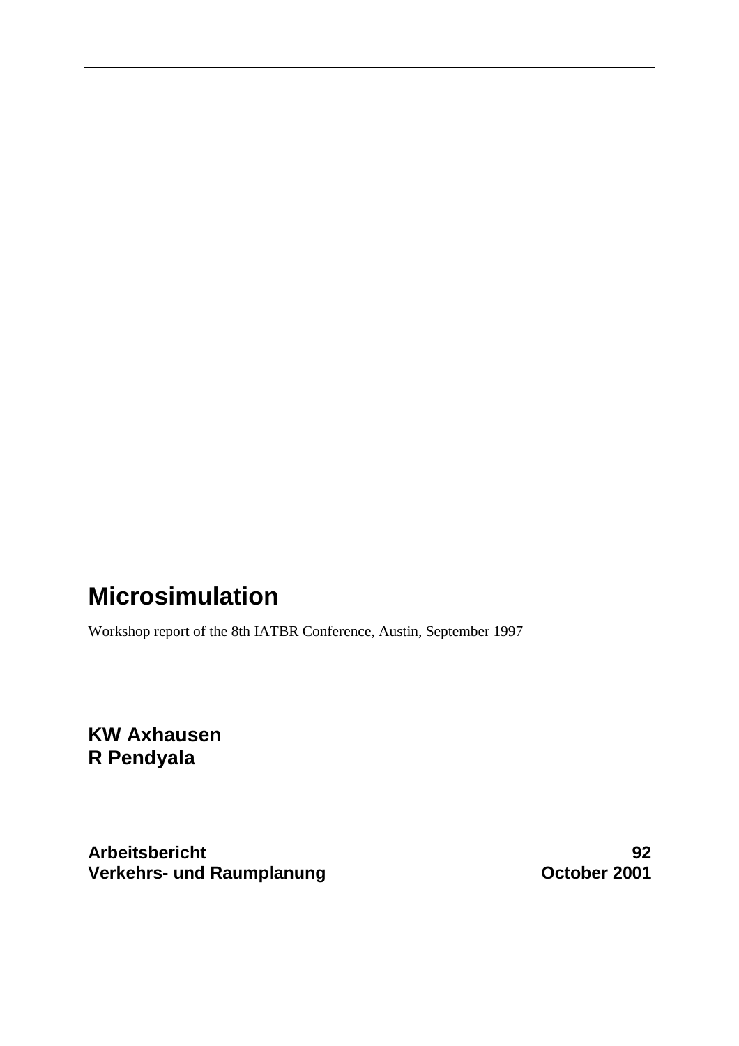# Microsimulation

Workshop report of the 8th IATBR Conference, Austin, September 1997

**KW Axhausen**
**R Pendyala**

**Arbeitsbericht** **92**
**Verkehrs- und Raumplanung** **October 2001**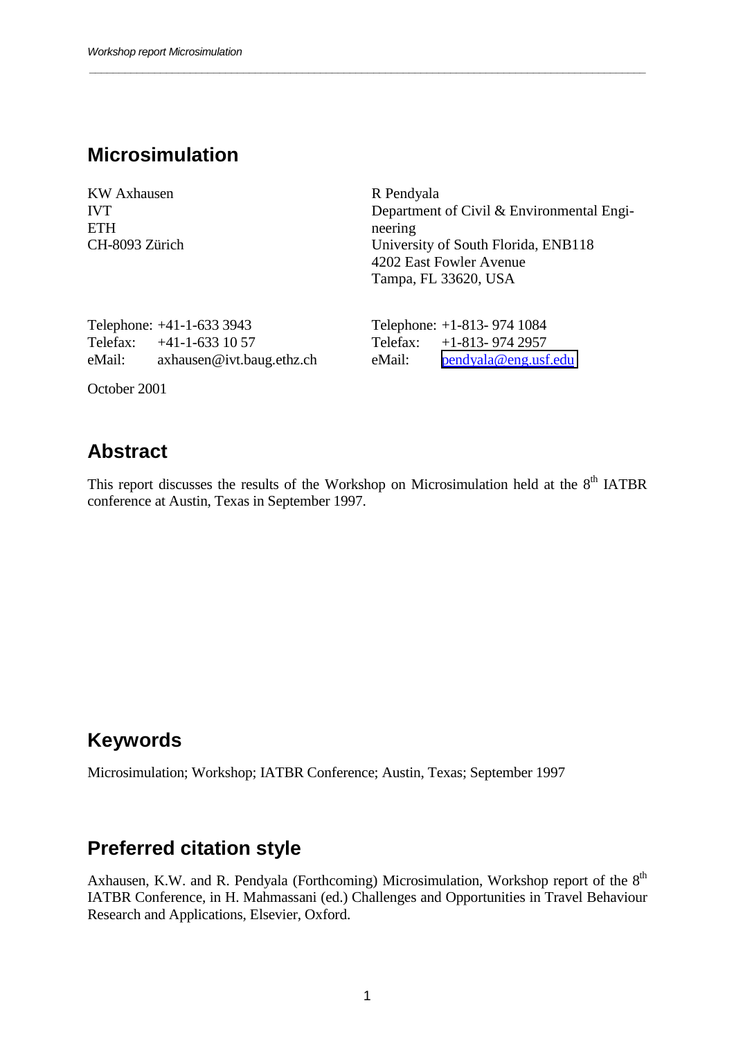# Microsimulation

KW Axhausen
IVT
ETH
CH-8093 Zürich

Telephone: +41-1-633 3943
Telefax: +41-1-633 10 57
eMail: axhausen@ivt.baug.ethz.ch

R Pendyala
Department of Civil & Environmental Engineering
University of South Florida, ENB118
4202 East Fowler Avenue
Tampa, FL 33620, USA

Telephone: +1-813- 974 1084
Telefax: +1-813- 974 2957
eMail: pendyala@eng.usf.edu

October 2001

## Abstract

This report discusses the results of the Workshop on Microsimulation held at the 8th IATBR conference at Austin, Texas in September 1997.

## Keywords

Microsimulation; Workshop; IATBR Conference; Austin, Texas; September 1997

## Preferred citation style

Axhausen, K.W. and R. Pendyala (Forthcoming) Microsimulation, Workshop report of the 8th IATBR Conference, in H. Mahmassani (ed.) Challenges and Opportunities in Travel Behaviour Research and Applications, Elsevier, Oxford.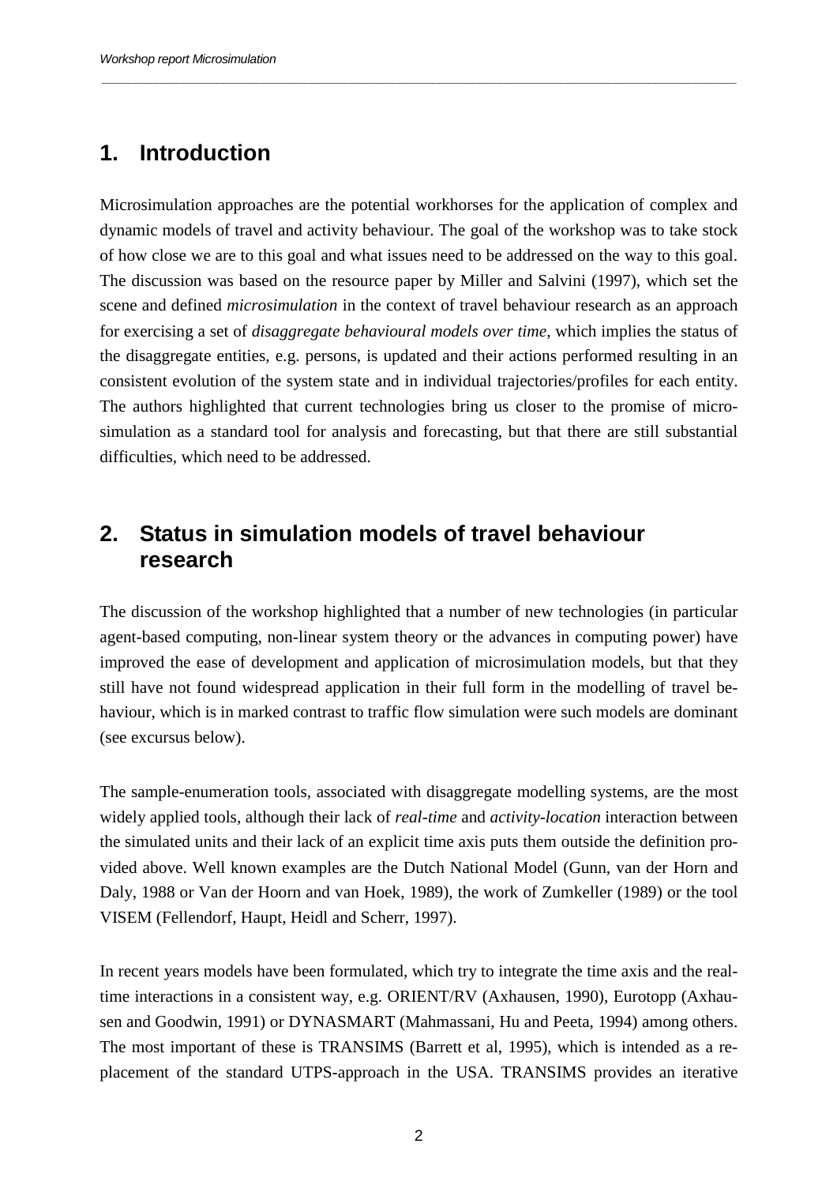# 1. Introduction

Microsimulation approaches are the potential workhorses for the application of complex and dynamic models of travel and activity behaviour. The goal of the workshop was to take stock of how close we are to this goal and what issues need to be addressed on the way to this goal. The discussion was based on the resource paper by Miller and Salvini (1997), which set the scene and defined *microsimulation* in the context of travel behaviour research as an approach for exercising a set of *disaggregate behavioural models over time*, which implies the status of the disaggregate entities, e.g. persons, is updated and their actions performed resulting in an consistent evolution of the system state and in individual trajectories/profiles for each entity. The authors highlighted that current technologies bring us closer to the promise of microsimulation as a standard tool for analysis and forecasting, but that there are still substantial difficulties, which need to be addressed.

# 2. Status in simulation models of travel behaviour research

The discussion of the workshop highlighted that a number of new technologies (in particular agent-based computing, non-linear system theory or the advances in computing power) have improved the ease of development and application of microsimulation models, but that they still have not found widespread application in their full form in the modelling of travel behaviour, which is in marked contrast to traffic flow simulation were such models are dominant (see excursus below).

The sample-enumeration tools, associated with disaggregate modelling systems, are the most widely applied tools, although their lack of *real-time* and *activity-location* interaction between the simulated units and their lack of an explicit time axis puts them outside the definition provided above. Well known examples are the Dutch National Model (Gunn, van der Horn and Daly, 1988 or Van der Hoorn and van Hoek, 1989), the work of Zumkeller (1989) or the tool VISEM (Fellendorf, Haupt, Heidl and Scherr, 1997).

In recent years models have been formulated, which try to integrate the time axis and the real-time interactions in a consistent way, e.g. ORIENT/RV (Axhausen, 1990), Eurotopp (Axhausen and Goodwin, 1991) or DYNASMART (Mahmassani, Hu and Peeta, 1994) among others. The most important of these is TRANSIMS (Barrett et al, 1995), which is intended as a replacement of the standard UTPS-approach in the USA. TRANSIMS provides an iterative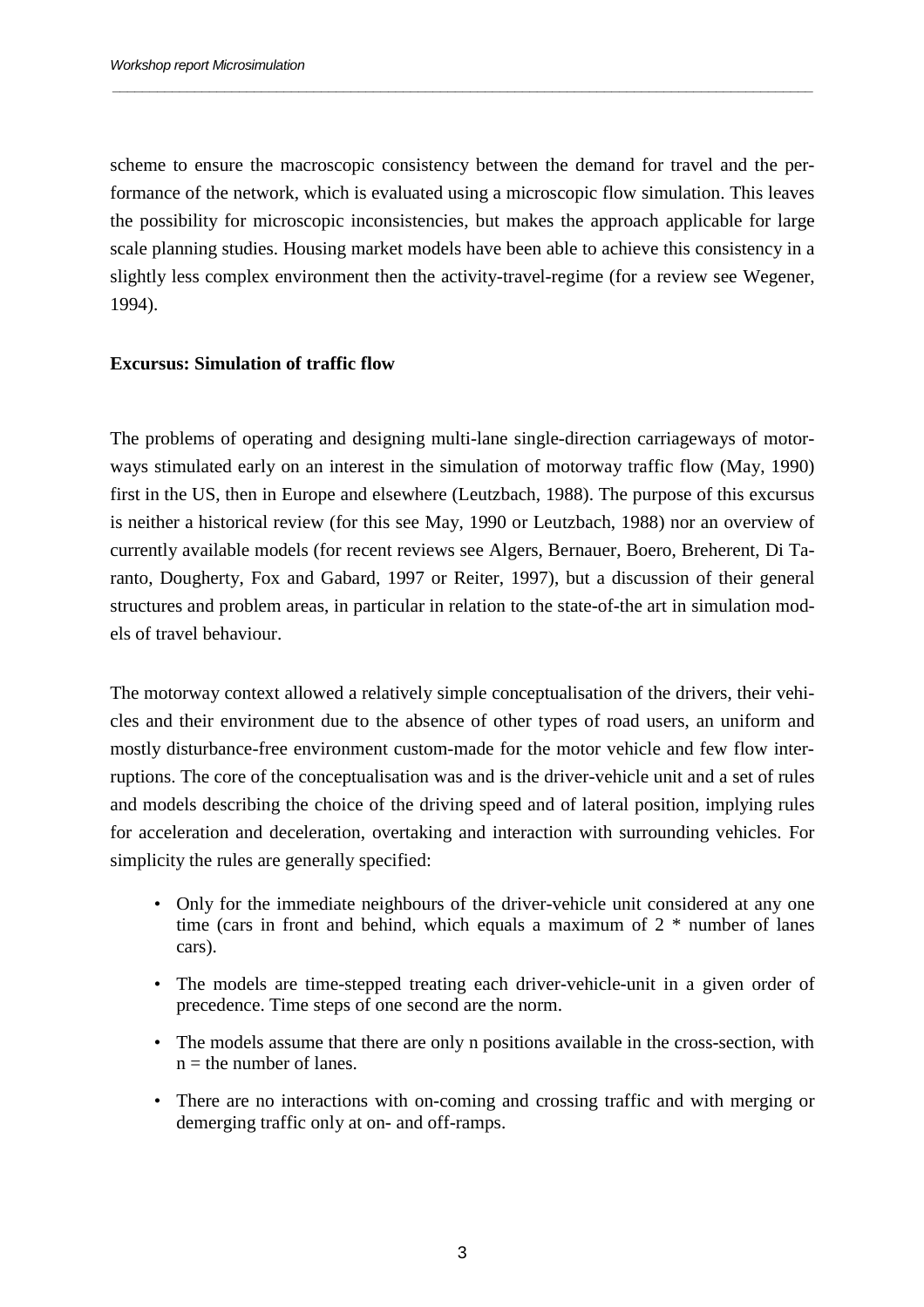scheme to ensure the macroscopic consistency between the demand for travel and the performance of the network, which is evaluated using a microscopic flow simulation. This leaves the possibility for microscopic inconsistencies, but makes the approach applicable for large scale planning studies. Housing market models have been able to achieve this consistency in a slightly less complex environment then the activity-travel-regime (for a review see Wegener, 1994).

**Excursus: Simulation of traffic flow**

The problems of operating and designing multi-lane single-direction carriageways of motorways stimulated early on an interest in the simulation of motorway traffic flow (May, 1990) first in the US, then in Europe and elsewhere (Leutzbach, 1988). The purpose of this excursus is neither a historical review (for this see May, 1990 or Leutzbach, 1988) nor an overview of currently available models (for recent reviews see Algers, Bernauer, Boero, Breherent, Di Taranto, Dougherty, Fox and Gabard, 1997 or Reiter, 1997), but a discussion of their general structures and problem areas, in particular in relation to the state-of-the art in simulation models of travel behaviour.

The motorway context allowed a relatively simple conceptualisation of the drivers, their vehicles and their environment due to the absence of other types of road users, an uniform and mostly disturbance-free environment custom-made for the motor vehicle and few flow interruptions. The core of the conceptualisation was and is the driver-vehicle unit and a set of rules and models describing the choice of the driving speed and of lateral position, implying rules for acceleration and deceleration, overtaking and interaction with surrounding vehicles. For simplicity the rules are generally specified:

- Only for the immediate neighbours of the driver-vehicle unit considered at any one time (cars in front and behind, which equals a maximum of 2 * number of lanes cars).
- The models are time-stepped treating each driver-vehicle-unit in a given order of precedence. Time steps of one second are the norm.
- The models assume that there are only n positions available in the cross-section, with n = the number of lanes.
- There are no interactions with on-coming and crossing traffic and with merging or demerging traffic only at on- and off-ramps.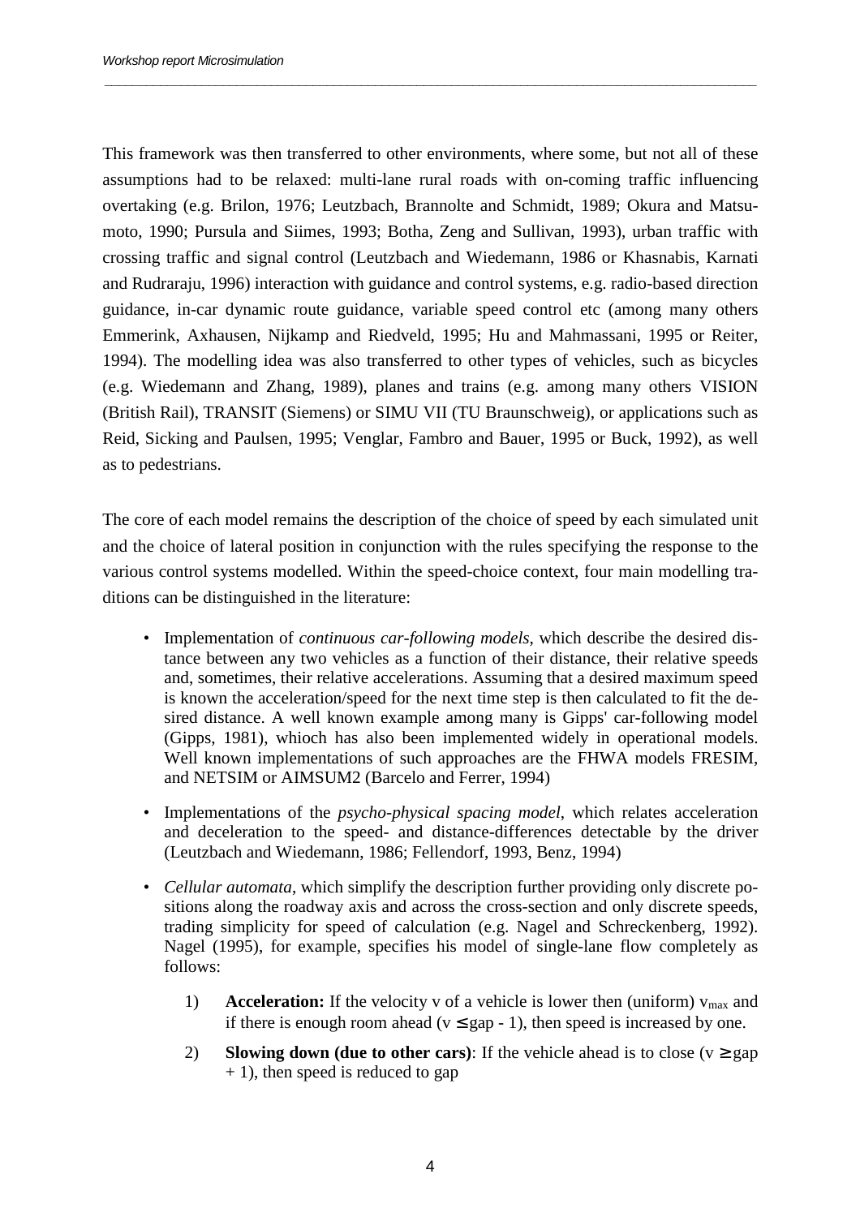This framework was then transferred to other environments, where some, but not all of these assumptions had to be relaxed: multi-lane rural roads with on-coming traffic influencing overtaking (e.g. Brilon, 1976; Leutzbach, Brannolte and Schmidt, 1989; Okura and Matsumoto, 1990; Pursula and Siimes, 1993; Botha, Zeng and Sullivan, 1993), urban traffic with crossing traffic and signal control (Leutzbach and Wiedemann, 1986 or Khasnabis, Karnati and Rudraraju, 1996) interaction with guidance and control systems, e.g. radio-based direction guidance, in-car dynamic route guidance, variable speed control etc (among many others Emmerink, Axhausen, Nijkamp and Riedveld, 1995; Hu and Mahmassani, 1995 or Reiter, 1994). The modelling idea was also transferred to other types of vehicles, such as bicycles (e.g. Wiedemann and Zhang, 1989), planes and trains (e.g. among many others VISION (British Rail), TRANSIT (Siemens) or SIMU VII (TU Braunschweig), or applications such as Reid, Sicking and Paulsen, 1995; Venglar, Fambro and Bauer, 1995 or Buck, 1992), as well as to pedestrians.

The core of each model remains the description of the choice of speed by each simulated unit and the choice of lateral position in conjunction with the rules specifying the response to the various control systems modelled. Within the speed-choice context, four main modelling traditions can be distinguished in the literature:

- Implementation of *continuous car-following models*, which describe the desired distance between any two vehicles as a function of their distance, their relative speeds and, sometimes, their relative accelerations. Assuming that a desired maximum speed is known the acceleration/speed for the next time step is then calculated to fit the desired distance. A well known example among many is Gipps' car-following model (Gipps, 1981), whioch has also been implemented widely in operational models. Well known implementations of such approaches are the FHWA models FRESIM, and NETSIM or AIMSUM2 (Barcelo and Ferrer, 1994)
- Implementations of the *psycho-physical spacing model*, which relates acceleration and deceleration to the speed- and distance-differences detectable by the driver (Leutzbach and Wiedemann, 1986; Fellendorf, 1993, Benz, 1994)
- *Cellular automata*, which simplify the description further providing only discrete positions along the roadway axis and across the cross-section and only discrete speeds, trading simplicity for speed of calculation (e.g. Nagel and Schreckenberg, 1992). Nagel (1995), for example, specifies his model of single-lane flow completely as follows:

  1) **Acceleration:** If the velocity v of a vehicle is lower then (uniform) $v_{max}$ and if there is enough room ahead ($v \leq$ gap - 1), then speed is increased by one.

  2) **Slowing down (due to other cars)**: If the vehicle ahead is to close ($v \geq$ gap + 1), then speed is reduced to gap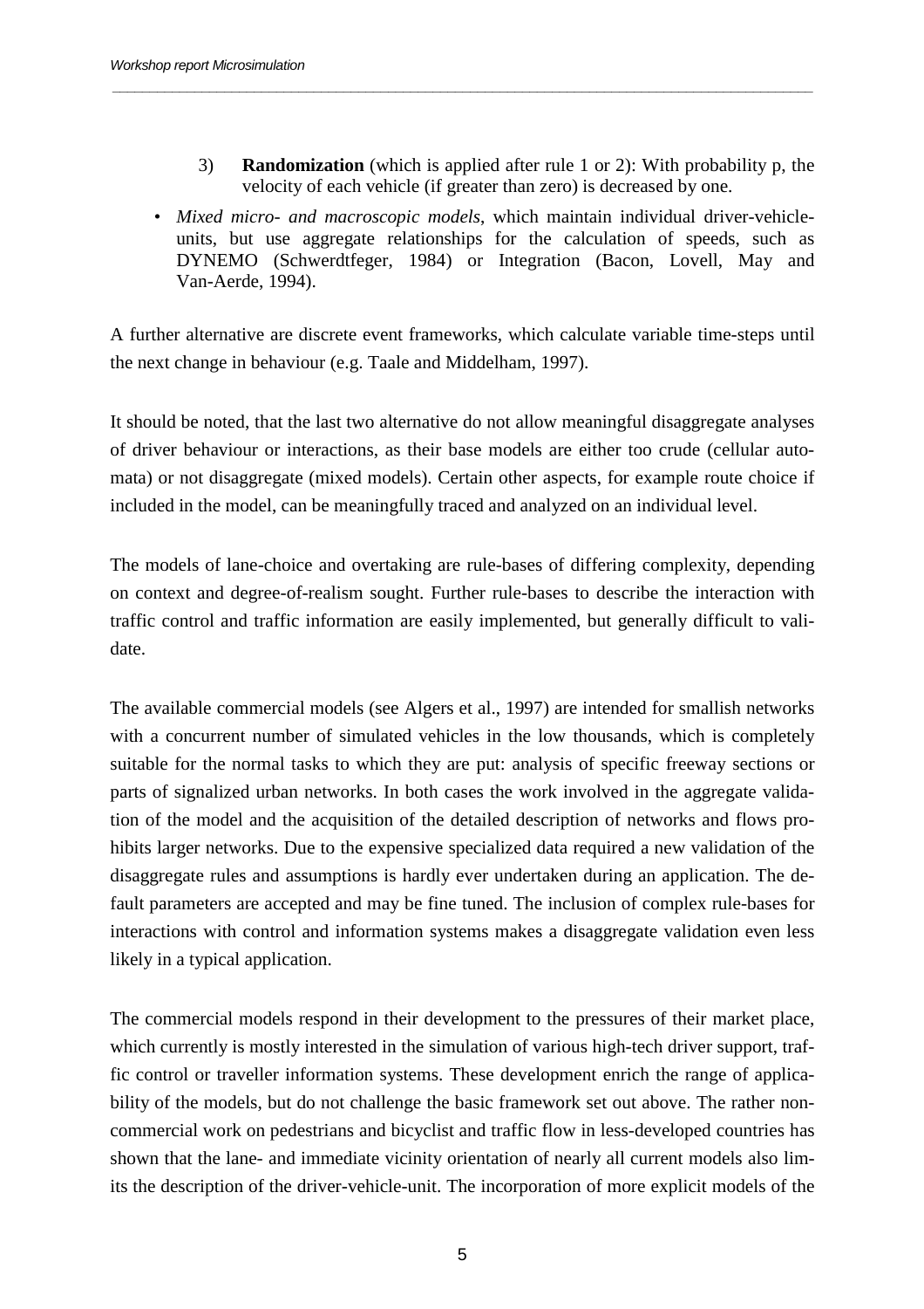3) **Randomization** (which is applied after rule 1 or 2): With probability p, the velocity of each vehicle (if greater than zero) is decreased by one.

- *Mixed micro- and macroscopic models*, which maintain individual driver-vehicle-units, but use aggregate relationships for the calculation of speeds, such as DYNEMO (Schwerdtfeger, 1984) or Integration (Bacon, Lovell, May and Van-Aerde, 1994).

A further alternative are discrete event frameworks, which calculate variable time-steps until the next change in behaviour (e.g. Taale and Middelham, 1997).

It should be noted, that the last two alternative do not allow meaningful disaggregate analyses of driver behaviour or interactions, as their base models are either too crude (cellular automata) or not disaggregate (mixed models). Certain other aspects, for example route choice if included in the model, can be meaningfully traced and analyzed on an individual level.

The models of lane-choice and overtaking are rule-bases of differing complexity, depending on context and degree-of-realism sought. Further rule-bases to describe the interaction with traffic control and traffic information are easily implemented, but generally difficult to validate.

The available commercial models (see Algers et al., 1997) are intended for smallish networks with a concurrent number of simulated vehicles in the low thousands, which is completely suitable for the normal tasks to which they are put: analysis of specific freeway sections or parts of signalized urban networks. In both cases the work involved in the aggregate validation of the model and the acquisition of the detailed description of networks and flows prohibits larger networks. Due to the expensive specialized data required a new validation of the disaggregate rules and assumptions is hardly ever undertaken during an application. The default parameters are accepted and may be fine tuned. The inclusion of complex rule-bases for interactions with control and information systems makes a disaggregate validation even less likely in a typical application.

The commercial models respond in their development to the pressures of their market place, which currently is mostly interested in the simulation of various high-tech driver support, traffic control or traveller information systems. These development enrich the range of applicability of the models, but do not challenge the basic framework set out above. The rather non-commercial work on pedestrians and bicyclist and traffic flow in less-developed countries has shown that the lane- and immediate vicinity orientation of nearly all current models also limits the description of the driver-vehicle-unit. The incorporation of more explicit models of the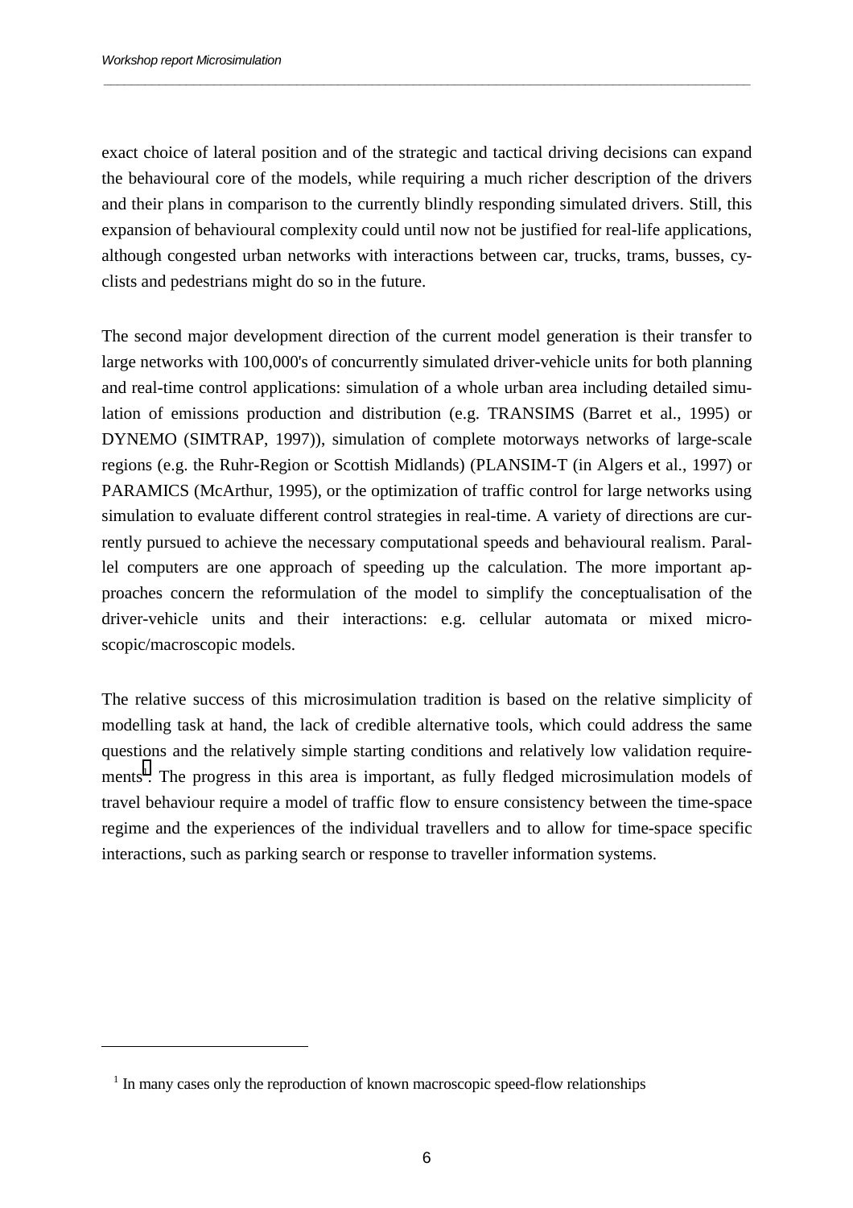exact choice of lateral position and of the strategic and tactical driving decisions can expand the behavioural core of the models, while requiring a much richer description of the drivers and their plans in comparison to the currently blindly responding simulated drivers. Still, this expansion of behavioural complexity could until now not be justified for real-life applications, although congested urban networks with interactions between car, trucks, trams, busses, cyclists and pedestrians might do so in the future.

The second major development direction of the current model generation is their transfer to large networks with 100,000's of concurrently simulated driver-vehicle units for both planning and real-time control applications: simulation of a whole urban area including detailed simulation of emissions production and distribution (e.g. TRANSIMS (Barret et al., 1995) or DYNEMO (SIMTRAP, 1997)), simulation of complete motorways networks of large-scale regions (e.g. the Ruhr-Region or Scottish Midlands) (PLANSIM-T (in Algers et al., 1997) or PARAMICS (McArthur, 1995), or the optimization of traffic control for large networks using simulation to evaluate different control strategies in real-time. A variety of directions are currently pursued to achieve the necessary computational speeds and behavioural realism. Parallel computers are one approach of speeding up the calculation. The more important approaches concern the reformulation of the model to simplify the conceptualisation of the driver-vehicle units and their interactions: e.g. cellular automata or mixed microscopic/macroscopic models.

The relative success of this microsimulation tradition is based on the relative simplicity of modelling task at hand, the lack of credible alternative tools, which could address the same questions and the relatively simple starting conditions and relatively low validation requirements[1]. The progress in this area is important, as fully fledged microsimulation models of travel behaviour require a model of traffic flow to ensure consistency between the time-space regime and the experiences of the individual travellers and to allow for time-space specific interactions, such as parking search or response to traveller information systems.

---

[1] In many cases only the reproduction of known macroscopic speed-flow relationships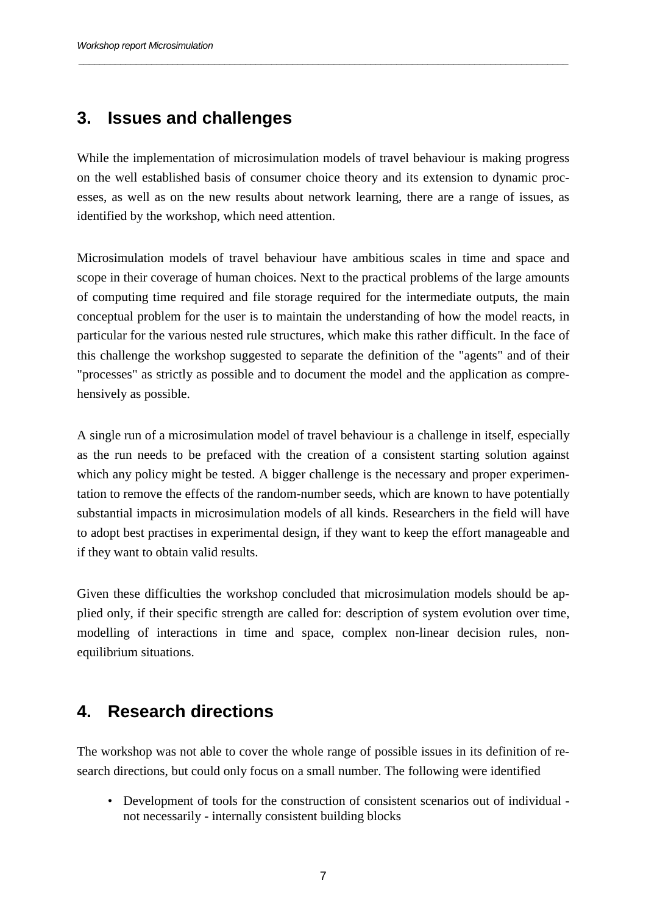## 3. Issues and challenges

While the implementation of microsimulation models of travel behaviour is making progress on the well established basis of consumer choice theory and its extension to dynamic processes, as well as on the new results about network learning, there are a range of issues, as identified by the workshop, which need attention.

Microsimulation models of travel behaviour have ambitious scales in time and space and scope in their coverage of human choices. Next to the practical problems of the large amounts of computing time required and file storage required for the intermediate outputs, the main conceptual problem for the user is to maintain the understanding of how the model reacts, in particular for the various nested rule structures, which make this rather difficult. In the face of this challenge the workshop suggested to separate the definition of the "agents" and of their "processes" as strictly as possible and to document the model and the application as comprehensively as possible.

A single run of a microsimulation model of travel behaviour is a challenge in itself, especially as the run needs to be prefaced with the creation of a consistent starting solution against which any policy might be tested. A bigger challenge is the necessary and proper experimentation to remove the effects of the random-number seeds, which are known to have potentially substantial impacts in microsimulation models of all kinds. Researchers in the field will have to adopt best practises in experimental design, if they want to keep the effort manageable and if they want to obtain valid results.

Given these difficulties the workshop concluded that microsimulation models should be applied only, if their specific strength are called for: description of system evolution over time, modelling of interactions in time and space, complex non-linear decision rules, non-equilibrium situations.

## 4. Research directions

The workshop was not able to cover the whole range of possible issues in its definition of research directions, but could only focus on a small number. The following were identified

- Development of tools for the construction of consistent scenarios out of individual - not necessarily - internally consistent building blocks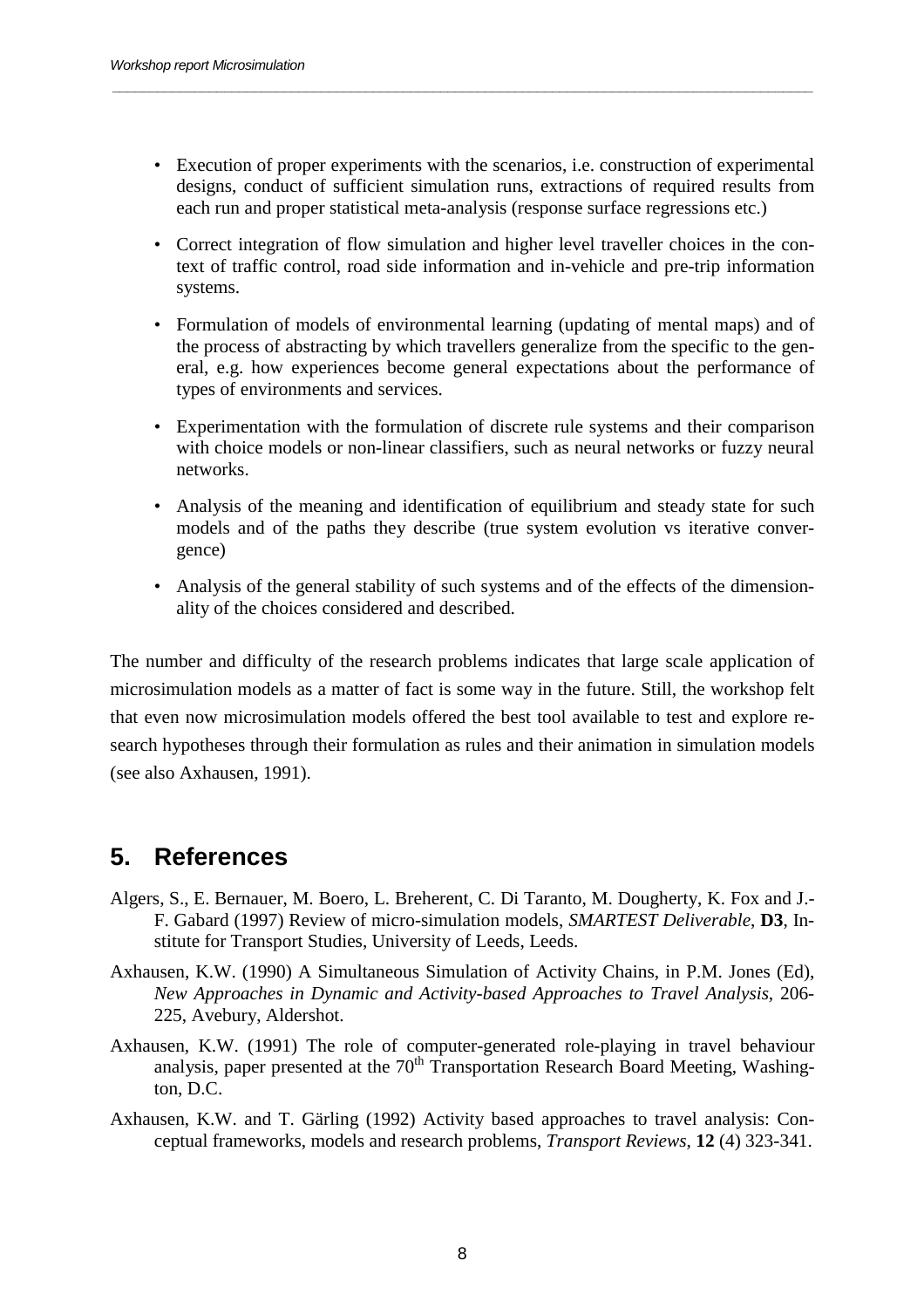- Execution of proper experiments with the scenarios, i.e. construction of experimental designs, conduct of sufficient simulation runs, extractions of required results from each run and proper statistical meta-analysis (response surface regressions etc.)
- Correct integration of flow simulation and higher level traveller choices in the context of traffic control, road side information and in-vehicle and pre-trip information systems.
- Formulation of models of environmental learning (updating of mental maps) and of the process of abstracting by which travellers generalize from the specific to the general, e.g. how experiences become general expectations about the performance of types of environments and services.
- Experimentation with the formulation of discrete rule systems and their comparison with choice models or non-linear classifiers, such as neural networks or fuzzy neural networks.
- Analysis of the meaning and identification of equilibrium and steady state for such models and of the paths they describe (true system evolution vs iterative convergence)
- Analysis of the general stability of such systems and of the effects of the dimensionality of the choices considered and described.

The number and difficulty of the research problems indicates that large scale application of microsimulation models as a matter of fact is some way in the future. Still, the workshop felt that even now microsimulation models offered the best tool available to test and explore research hypotheses through their formulation as rules and their animation in simulation models (see also Axhausen, 1991).

## 5. References

Algers, S., E. Bernauer, M. Boero, L. Breherent, C. Di Taranto, M. Dougherty, K. Fox and J.-F. Gabard (1997) Review of micro-simulation models, *SMARTEST Deliverable*, **D3**, Institute for Transport Studies, University of Leeds, Leeds.

Axhausen, K.W. (1990) A Simultaneous Simulation of Activity Chains, in P.M. Jones (Ed), *New Approaches in Dynamic and Activity-based Approaches to Travel Analysis*, 206-225, Avebury, Aldershot.

Axhausen, K.W. (1991) The role of computer-generated role-playing in travel behaviour analysis, paper presented at the 70th Transportation Research Board Meeting, Washington, D.C.

Axhausen, K.W. and T. Gärling (1992) Activity based approaches to travel analysis: Conceptual frameworks, models and research problems, *Transport Reviews*, **12** (4) 323-341.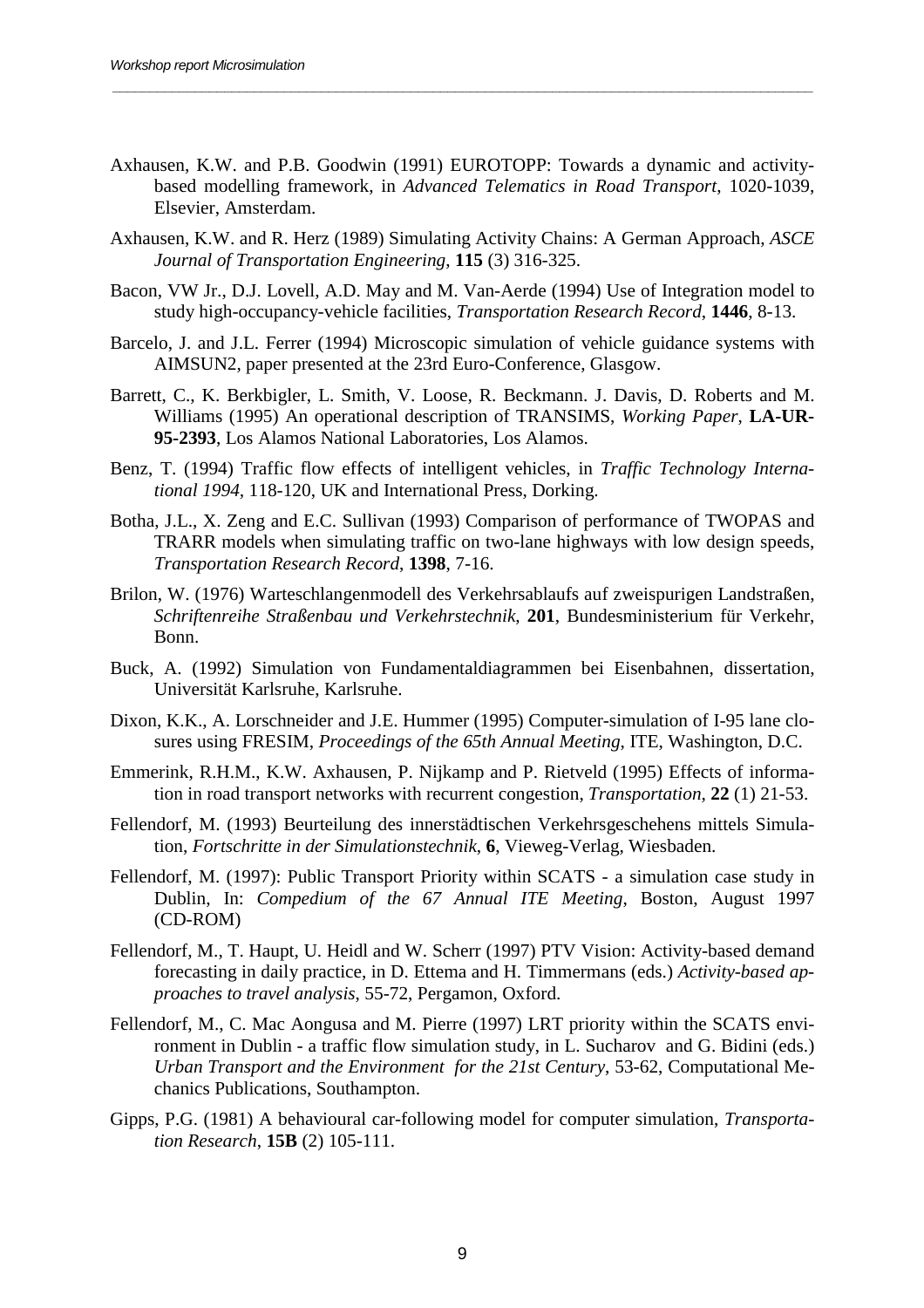Axhausen, K.W. and P.B. Goodwin (1991) EUROTOPP: Towards a dynamic and activity-based modelling framework, in *Advanced Telematics in Road Transport*, 1020-1039, Elsevier, Amsterdam.

Axhausen, K.W. and R. Herz (1989) Simulating Activity Chains: A German Approach, *ASCE Journal of Transportation Engineering*, **115** (3) 316-325.

Bacon, VW Jr., D.J. Lovell, A.D. May and M. Van-Aerde (1994) Use of Integration model to study high-occupancy-vehicle facilities, *Transportation Research Record*, **1446**, 8-13.

Barcelo, J. and J.L. Ferrer (1994) Microscopic simulation of vehicle guidance systems with AIMSUN2, paper presented at the 23rd Euro-Conference, Glasgow.

Barrett, C., K. Berkbigler, L. Smith, V. Loose, R. Beckmann. J. Davis, D. Roberts and M. Williams (1995) An operational description of TRANSIMS, *Working Paper*, **LA-UR-95-2393**, Los Alamos National Laboratories, Los Alamos.

Benz, T. (1994) Traffic flow effects of intelligent vehicles, in *Traffic Technology International 1994*, 118-120, UK and International Press, Dorking.

Botha, J.L., X. Zeng and E.C. Sullivan (1993) Comparison of performance of TWOPAS and TRARR models when simulating traffic on two-lane highways with low design speeds, *Transportation Research Record*, **1398**, 7-16.

Brilon, W. (1976) Warteschlangenmodell des Verkehrsablaufs auf zweispurigen Landstraßen, *Schriftenreihe Straßenbau und Verkehrstechnik*, **201**, Bundesministerium für Verkehr, Bonn.

Buck, A. (1992) Simulation von Fundamentaldiagrammen bei Eisenbahnen, dissertation, Universität Karlsruhe, Karlsruhe.

Dixon, K.K., A. Lorschneider and J.E. Hummer (1995) Computer-simulation of I-95 lane closures using FRESIM, *Proceedings of the 65th Annual Meeting*, ITE, Washington, D.C.

Emmerink, R.H.M., K.W. Axhausen, P. Nijkamp and P. Rietveld (1995) Effects of information in road transport networks with recurrent congestion, *Transportation*, **22** (1) 21-53.

Fellendorf, M. (1993) Beurteilung des innerstädtischen Verkehrsgeschehens mittels Simulation, *Fortschritte in der Simulationstechnik*, **6**, Vieweg-Verlag, Wiesbaden.

Fellendorf, M. (1997): Public Transport Priority within SCATS - a simulation case study in Dublin, In: *Compedium of the 67 Annual ITE Meeting*, Boston, August 1997 (CD-ROM)

Fellendorf, M., T. Haupt, U. Heidl and W. Scherr (1997) PTV Vision: Activity-based demand forecasting in daily practice, in D. Ettema and H. Timmermans (eds.) *Activity-based approaches to travel analysis*, 55-72, Pergamon, Oxford.

Fellendorf, M., C. Mac Aongusa and M. Pierre (1997) LRT priority within the SCATS environment in Dublin - a traffic flow simulation study, in L. Sucharov and G. Bidini (eds.) *Urban Transport and the Environment for the 21st Century*, 53-62, Computational Mechanics Publications, Southampton.

Gipps, P.G. (1981) A behavioural car-following model for computer simulation, *Transportation Research*, **15B** (2) 105-111.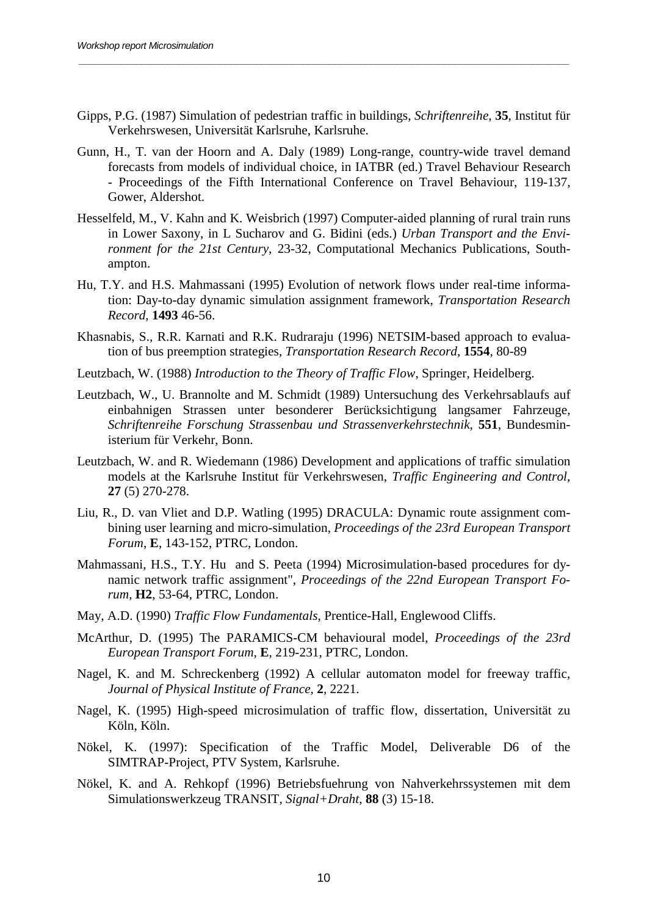Gipps, P.G. (1987) Simulation of pedestrian traffic in buildings, *Schriftenreihe*, **35**, Institut für Verkehrswesen, Universität Karlsruhe, Karlsruhe.

Gunn, H., T. van der Hoorn and A. Daly (1989) Long-range, country-wide travel demand forecasts from models of individual choice, in IATBR (ed.) Travel Behaviour Research - Proceedings of the Fifth International Conference on Travel Behaviour, 119-137, Gower, Aldershot.

Hesselfeld, M., V. Kahn and K. Weisbrich (1997) Computer-aided planning of rural train runs in Lower Saxony, in L Sucharov and G. Bidini (eds.) *Urban Transport and the Environment for the 21st Century*, 23-32, Computational Mechanics Publications, Southampton.

Hu, T.Y. and H.S. Mahmassani (1995) Evolution of network flows under real-time information: Day-to-day dynamic simulation assignment framework, *Transportation Research Record*, **1493** 46-56.

Khasnabis, S., R.R. Karnati and R.K. Rudraraju (1996) NETSIM-based approach to evaluation of bus preemption strategies, *Transportation Research Record*, **1554**, 80-89

Leutzbach, W. (1988) *Introduction to the Theory of Traffic Flow*, Springer, Heidelberg.

Leutzbach, W., U. Brannolte and M. Schmidt (1989) Untersuchung des Verkehrsablaufs auf einbahnigen Strassen unter besonderer Berücksichtigung langsamer Fahrzeuge, *Schriftenreihe Forschung Strassenbau und Strassenverkehrstechnik*, **551**, Bundesministerium für Verkehr, Bonn.

Leutzbach, W. and R. Wiedemann (1986) Development and applications of traffic simulation models at the Karlsruhe Institut für Verkehrswesen, *Traffic Engineering and Control*, **27** (5) 270-278.

Liu, R., D. van Vliet and D.P. Watling (1995) DRACULA: Dynamic route assignment combining user learning and micro-simulation, *Proceedings of the 23rd European Transport Forum*, **E**, 143-152, PTRC, London.

Mahmassani, H.S., T.Y. Hu and S. Peeta (1994) Microsimulation-based procedures for dynamic network traffic assignment", *Proceedings of the 22nd European Transport Forum*, **H2**, 53-64, PTRC, London.

May, A.D. (1990) *Traffic Flow Fundamentals*, Prentice-Hall, Englewood Cliffs.

McArthur, D. (1995) The PARAMICS-CM behavioural model, *Proceedings of the 23rd European Transport Forum*, **E**, 219-231, PTRC, London.

Nagel, K. and M. Schreckenberg (1992) A cellular automaton model for freeway traffic, *Journal of Physical Institute of France*, **2**, 2221.

Nagel, K. (1995) High-speed microsimulation of traffic flow, dissertation, Universität zu Köln, Köln.

Nökel, K. (1997): Specification of the Traffic Model, Deliverable D6 of the SIMTRAP-Project, PTV System, Karlsruhe.

Nökel, K. and A. Rehkopf (1996) Betriebsfuehrung von Nahverkehrssystemen mit dem Simulationswerkzeug TRANSIT, *Signal+Draht*, **88** (3) 15-18.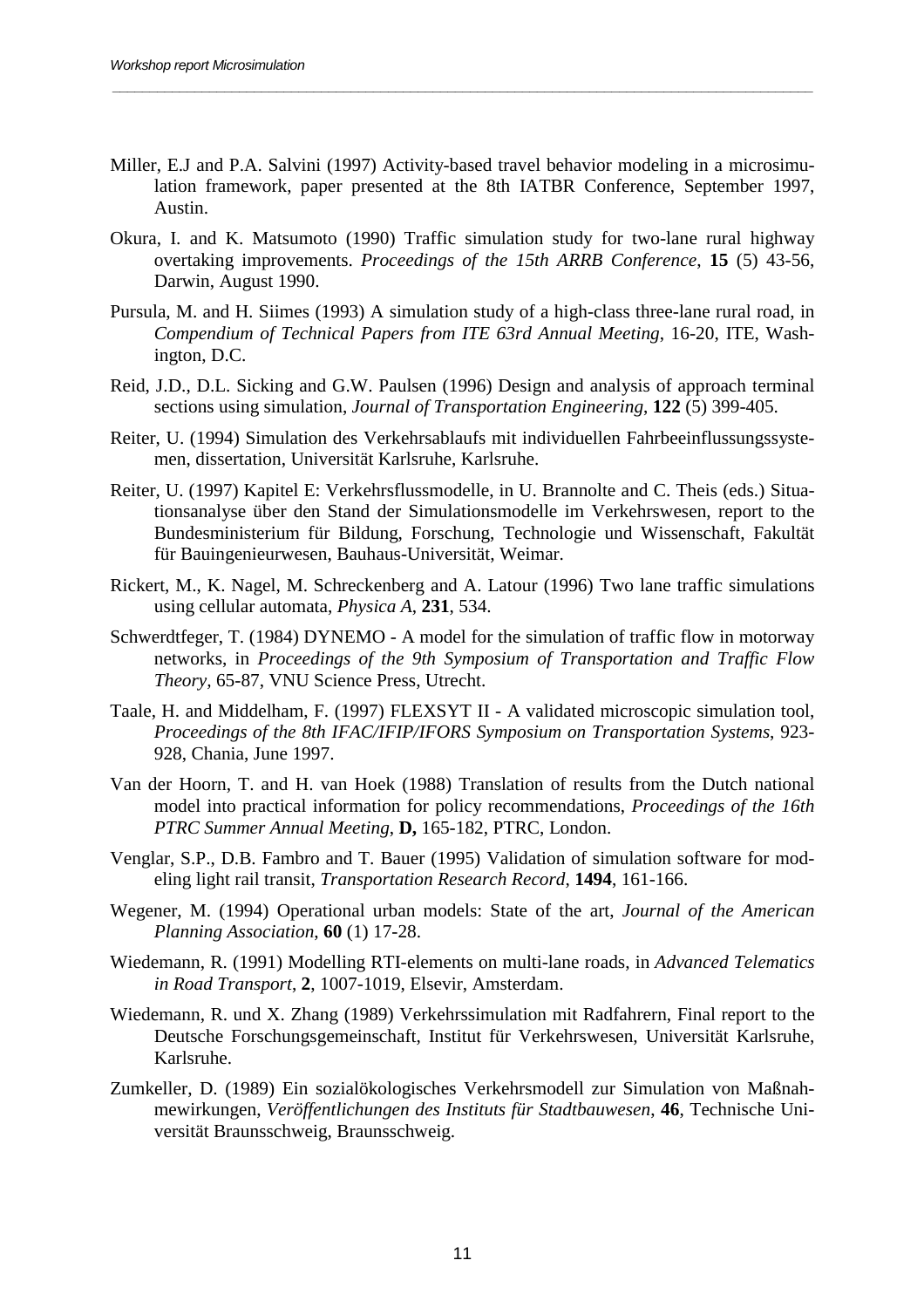Miller, E.J and P.A. Salvini (1997) Activity-based travel behavior modeling in a microsimulation framework, paper presented at the 8th IATBR Conference, September 1997, Austin.

Okura, I. and K. Matsumoto (1990) Traffic simulation study for two-lane rural highway overtaking improvements. *Proceedings of the 15th ARRB Conference*, **15** (5) 43-56, Darwin, August 1990.

Pursula, M. and H. Siimes (1993) A simulation study of a high-class three-lane rural road, in *Compendium of Technical Papers from ITE 63rd Annual Meeting*, 16-20, ITE, Washington, D.C.

Reid, J.D., D.L. Sicking and G.W. Paulsen (1996) Design and analysis of approach terminal sections using simulation, *Journal of Transportation Engineering*, **122** (5) 399-405.

Reiter, U. (1994) Simulation des Verkehrsablaufs mit individuellen Fahrbeeinflussungssystemen, dissertation, Universität Karlsruhe, Karlsruhe.

Reiter, U. (1997) Kapitel E: Verkehrsflussmodelle, in U. Brannolte and C. Theis (eds.) Situationsanalyse über den Stand der Simulationsmodelle im Verkehrswesen, report to the Bundesministerium für Bildung, Forschung, Technologie und Wissenschaft, Fakultät für Bauingenieurwesen, Bauhaus-Universität, Weimar.

Rickert, M., K. Nagel, M. Schreckenberg and A. Latour (1996) Two lane traffic simulations using cellular automata, *Physica A*, **231**, 534.

Schwerdtfeger, T. (1984) DYNEMO - A model for the simulation of traffic flow in motorway networks, in *Proceedings of the 9th Symposium of Transportation and Traffic Flow Theory*, 65-87, VNU Science Press, Utrecht.

Taale, H. and Middelham, F. (1997) FLEXSYT II - A validated microscopic simulation tool, *Proceedings of the 8th IFAC/IFIP/IFORS Symposium on Transportation Systems*, 923-928, Chania, June 1997.

Van der Hoorn, T. and H. van Hoek (1988) Translation of results from the Dutch national model into practical information for policy recommendations, *Proceedings of the 16th PTRC Summer Annual Meeting*, **D,** 165-182, PTRC, London.

Venglar, S.P., D.B. Fambro and T. Bauer (1995) Validation of simulation software for modeling light rail transit, *Transportation Research Record*, **1494**, 161-166.

Wegener, M. (1994) Operational urban models: State of the art, *Journal of the American Planning Association*, **60** (1) 17-28.

Wiedemann, R. (1991) Modelling RTI-elements on multi-lane roads, in *Advanced Telematics in Road Transport*, **2**, 1007-1019, Elsevir, Amsterdam.

Wiedemann, R. und X. Zhang (1989) Verkehrssimulation mit Radfahrern, Final report to the Deutsche Forschungsgemeinschaft, Institut für Verkehrswesen, Universität Karlsruhe, Karlsruhe.

Zumkeller, D. (1989) Ein sozialökologisches Verkehrsmodell zur Simulation von Maßnahmewirkungen, *Veröffentlichungen des Instituts für Stadtbauwesen*, **46**, Technische Universität Braunsschweig, Braunsschweig.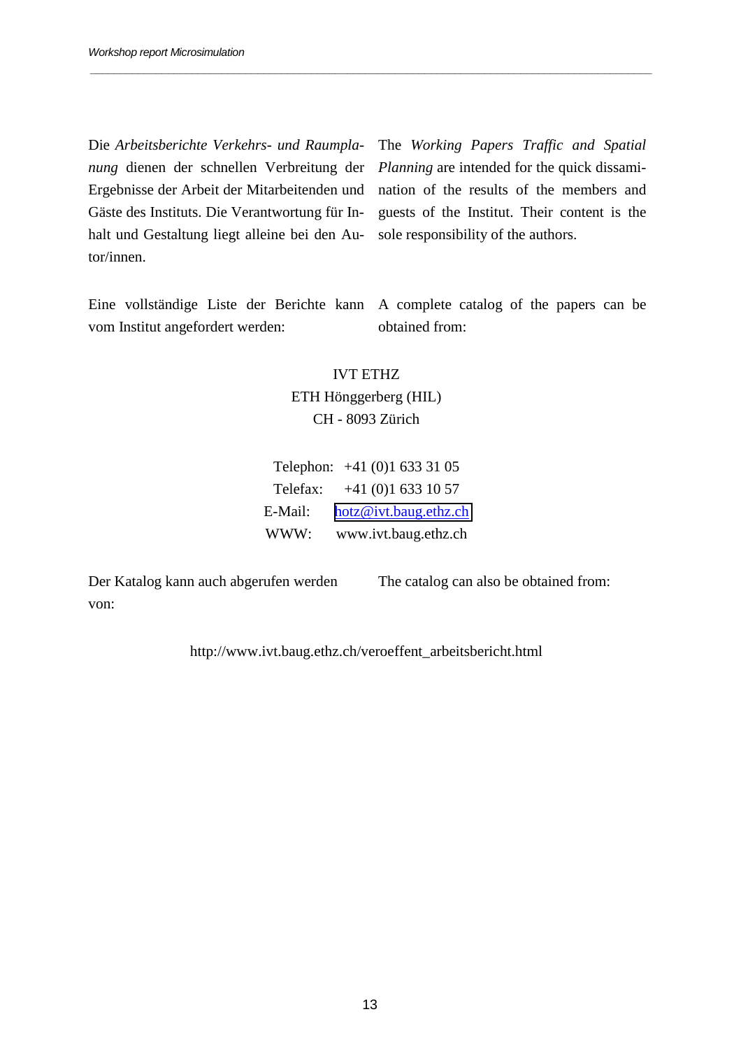Die *Arbeitsberichte Verkehrs- und Raumplanung* dienen der schnellen Verbreitung der Ergebnisse der Arbeit der Mitarbeitenden und Gäste des Instituts. Die Verantwortung für Inhalt und Gestaltung liegt alleine bei den Autor/innen.

The *Working Papers Traffic and Spatial Planning* are intended for the quick dissamination of the results of the members and guests of the Institut. Their content is the sole responsibility of the authors.

Eine vollständige Liste der Berichte kann vom Institut angefordert werden:

A complete catalog of the papers can be obtained from:

IVT ETHZ
ETH Hönggerberg (HIL)
CH - 8093 Zürich

Telephon: +41 (0)1 633 31 05
Telefax: +41 (0)1 633 10 57
E-Mail: hotz@ivt.baug.ethz.ch
WWW: www.ivt.baug.ethz.ch

Der Katalog kann auch abgerufen werden von:

The catalog can also be obtained from:

http://www.ivt.baug.ethz.ch/veroeffent_arbeitsbericht.html